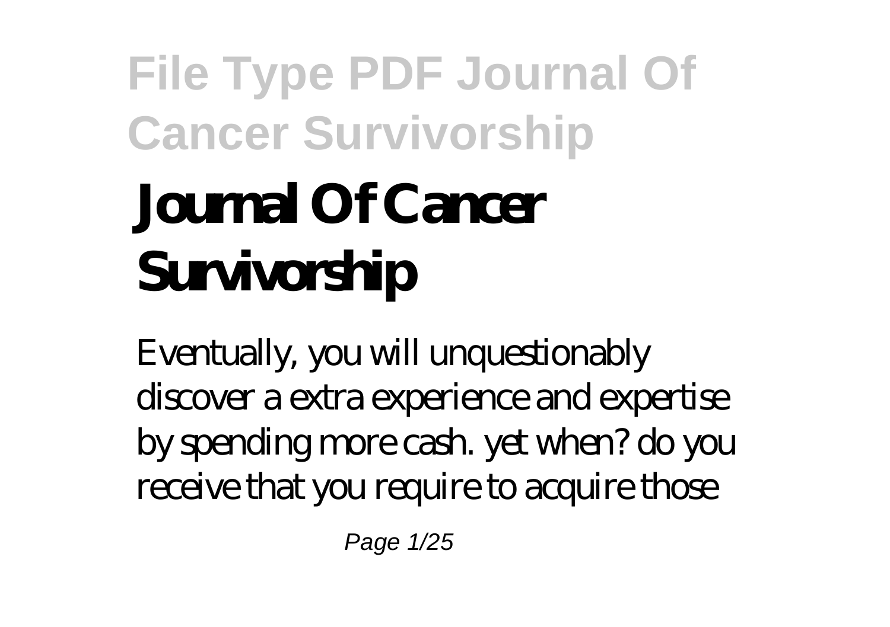# Journal Of Cancer Survivorship

Eventually, you will unquestionably discover a extra experience and expertise by spending more cash. yet when? do you receive that you require to acquire those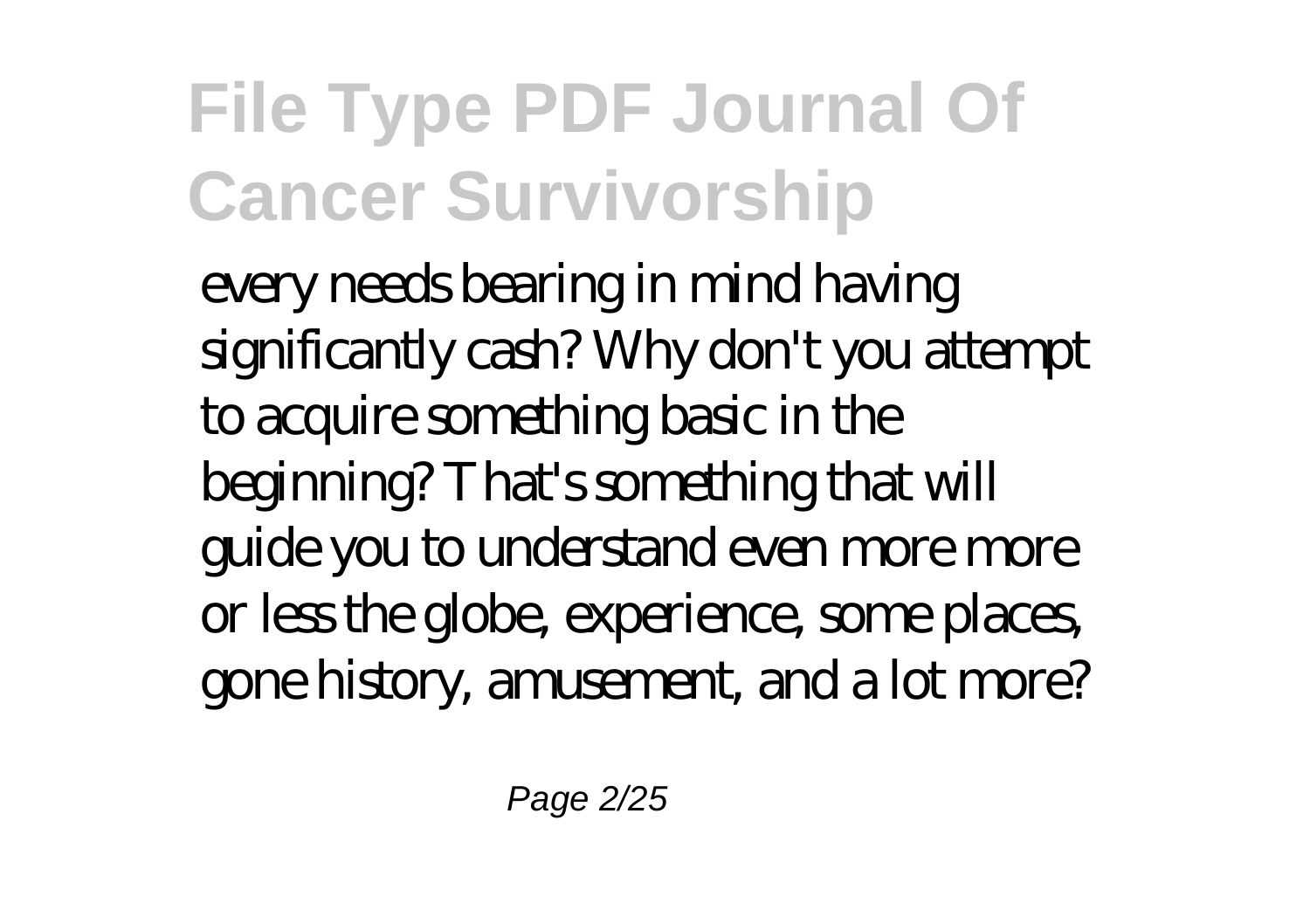every needs bearing in mind having significantly cash? Why don't you attempt to acquire something basic in the beginning? That's something that will guide you to understand even more more or less the globe, experience, some places, gone history, amusement, and a lot more?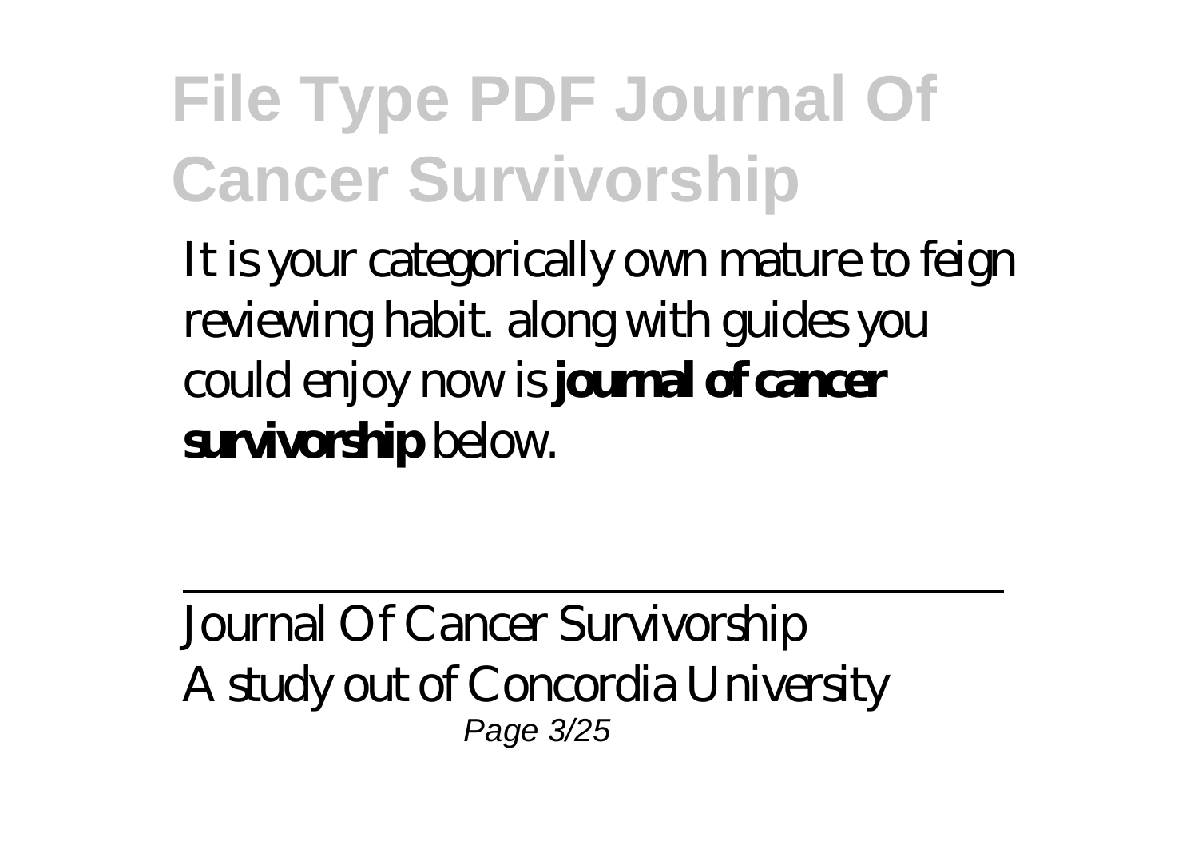It is your categorically own mature to feign reviewing habit. along with guides you could enjoy now is **journal of cancer survivorship** below.

---

Journal Of Cancer Survivorship

A study out of Concordia University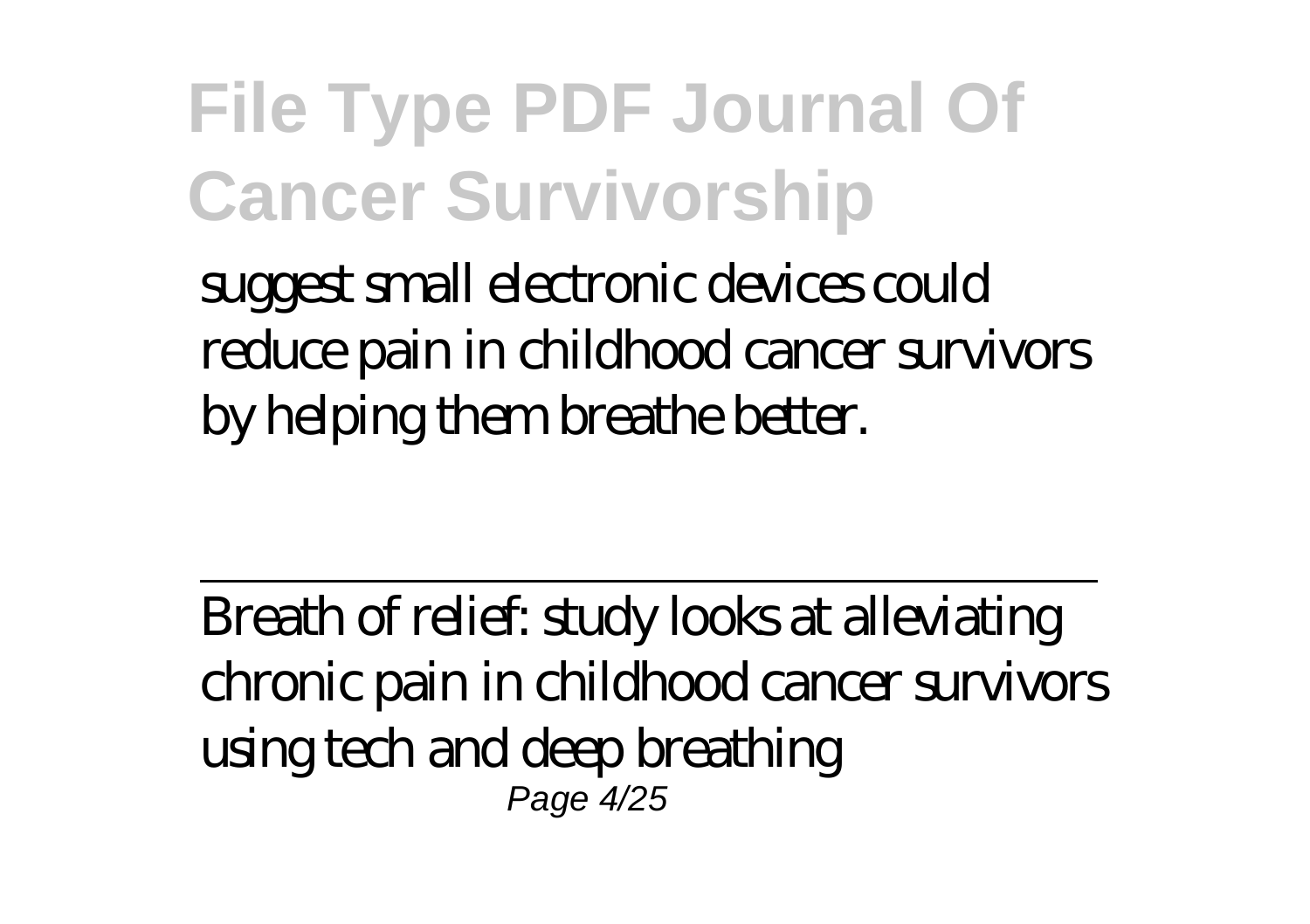suggest small electronic devices could reduce pain in childhood cancer survivors by helping them breathe better.

---

Breath of relief: study looks at alleviating chronic pain in childhood cancer survivors using tech and deep breathing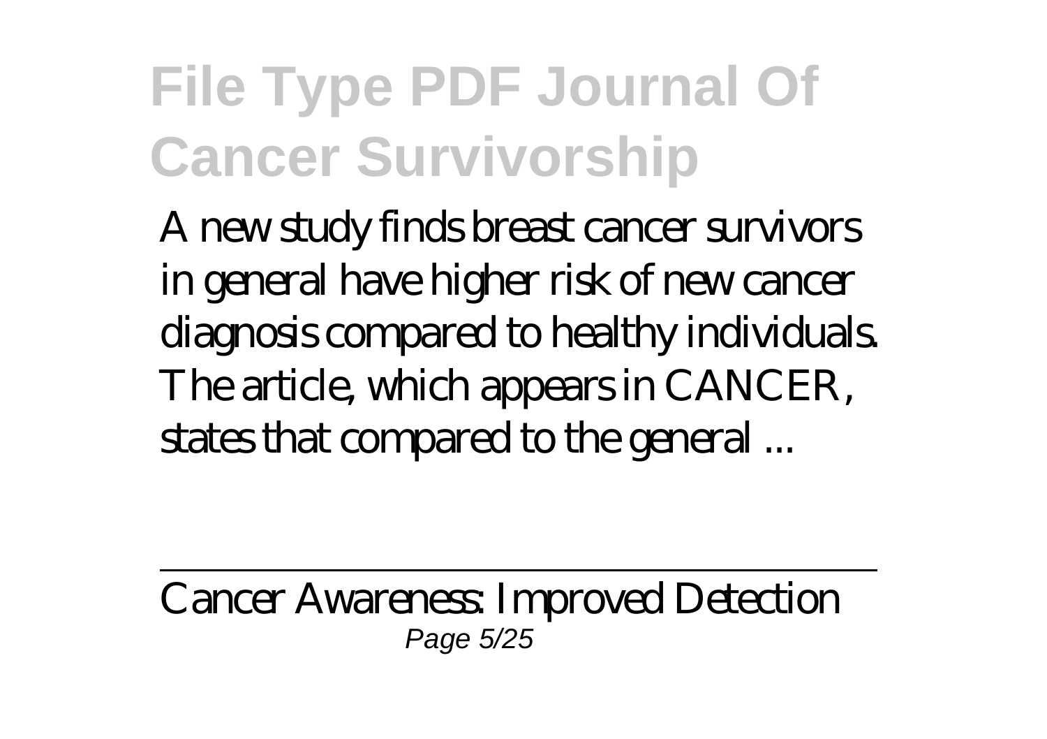A new study finds breast cancer survivors in general have higher risk of new cancer diagnosis compared to healthy individuals. The article, which appears in CANCER, states that compared to the general ...

---

Cancer Awareness: Improved Detection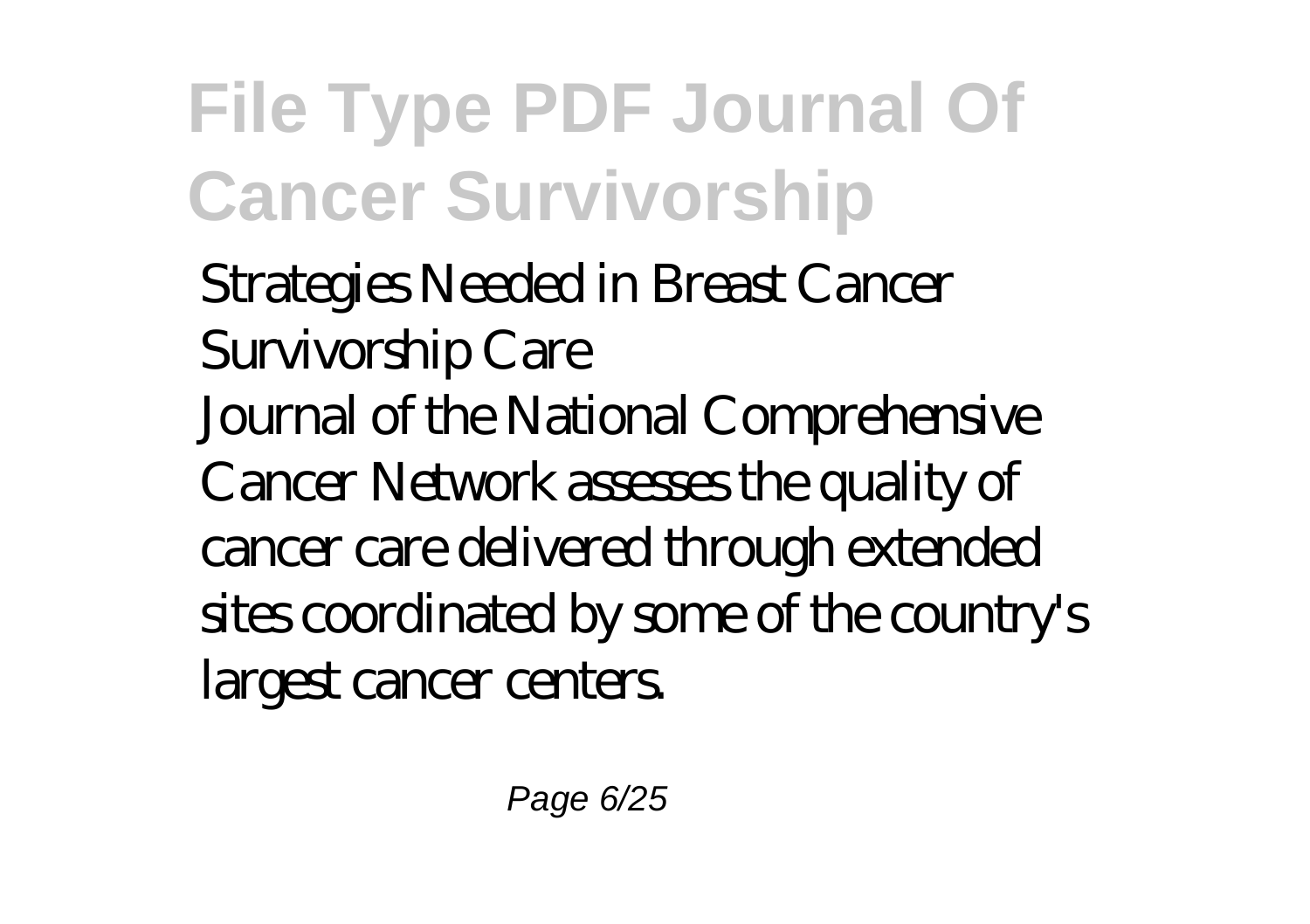Strategies Needed in Breast Cancer Survivorship Care

Journal of the National Comprehensive Cancer Network assesses the quality of cancer care delivered through extended sites coordinated by some of the country's largest cancer centers.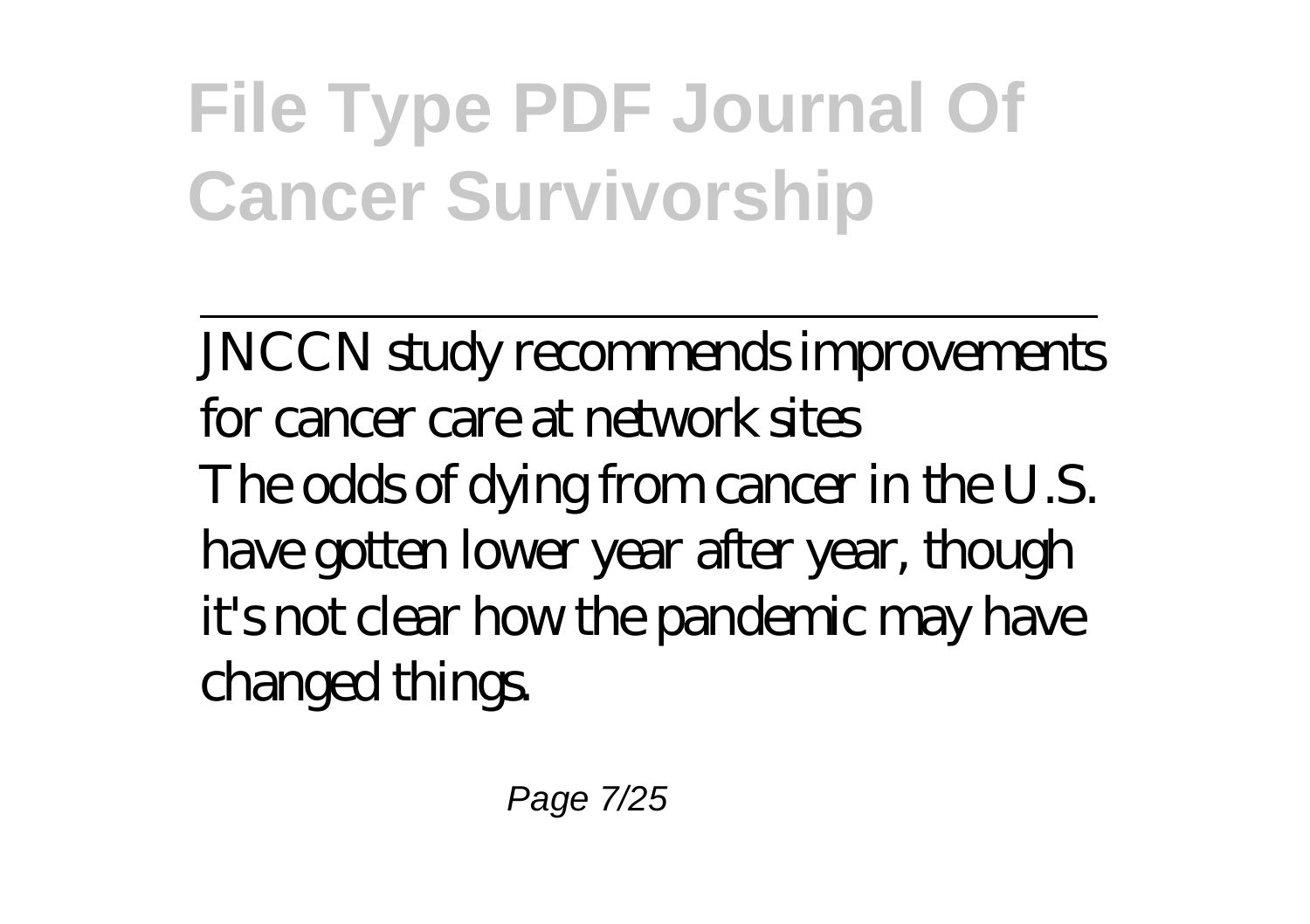JNCCN study recommends improvements for cancer care at network sites
The odds of dying from cancer in the U.S. have gotten lower year after year, though it's not clear how the pandemic may have changed things.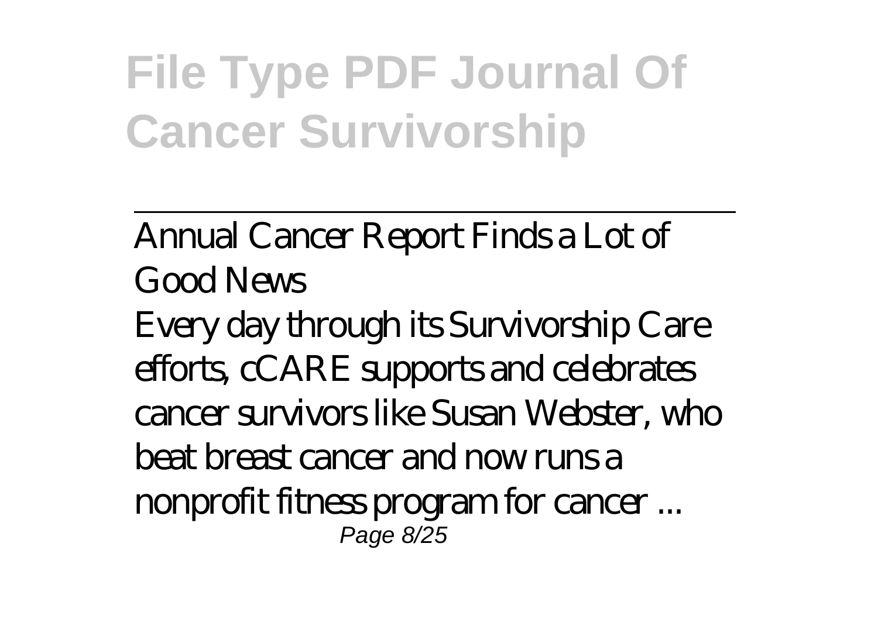Annual Cancer Report Finds a Lot of Good News

Every day through its Survivorship Care efforts, cCARE supports and celebrates cancer survivors like Susan Webster, who beat breast cancer and now runs a nonprofit fitness program for cancer ...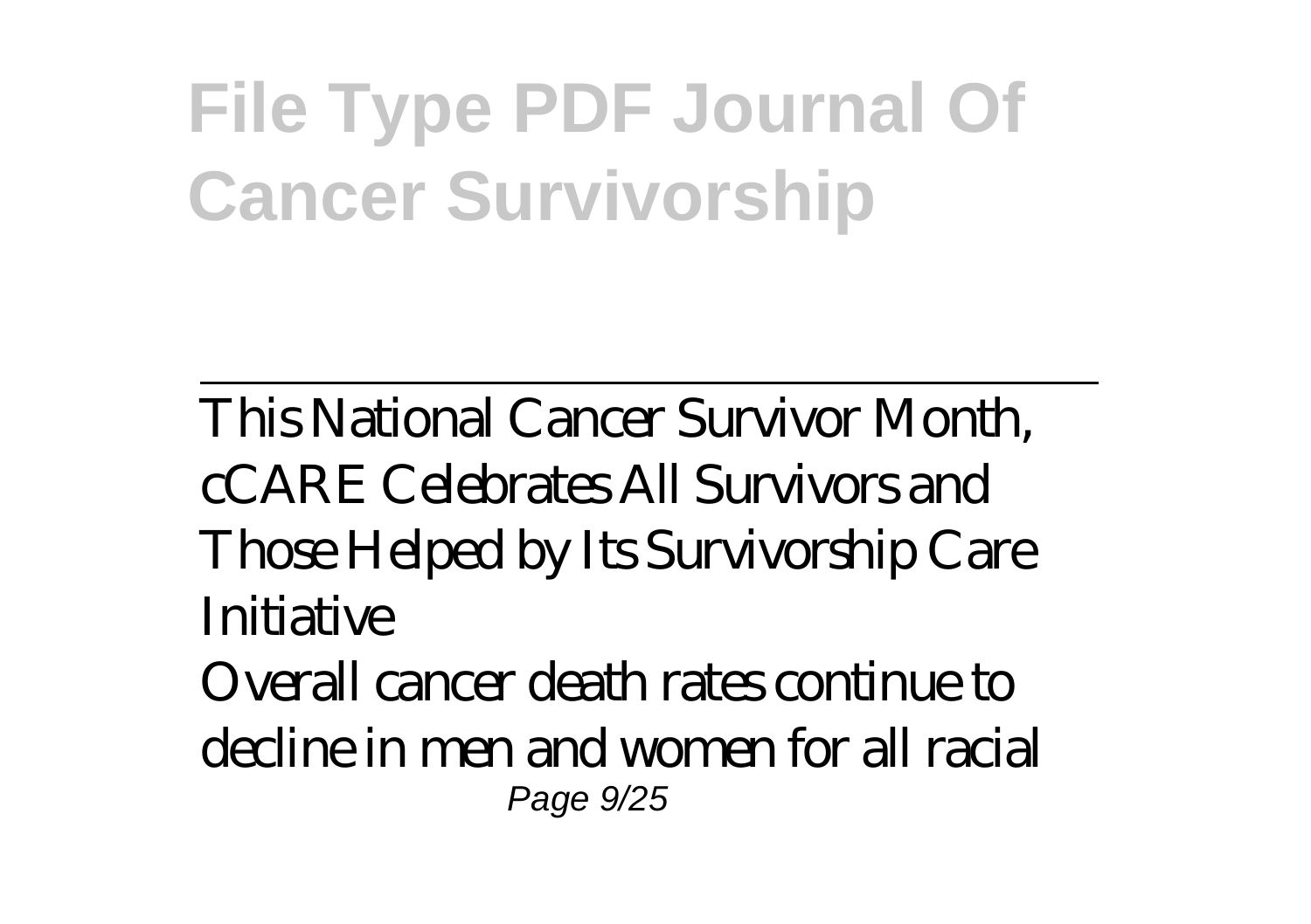This National Cancer Survivor Month, cCARE Celebrates All Survivors and Those Helped by Its Survivorship Care Initiative

Overall cancer death rates continue to decline in men and women for all racial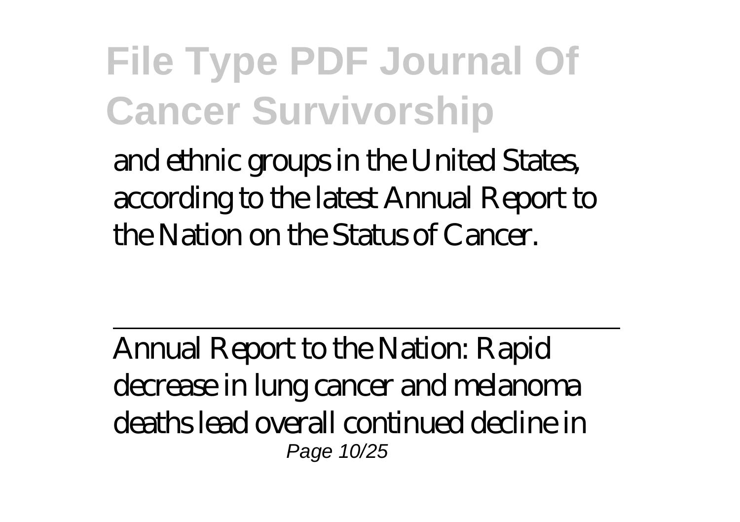and ethnic groups in the United States, according to the latest Annual Report to the Nation on the Status of Cancer.

---

Annual Report to the Nation: Rapid decrease in lung cancer and melanoma deaths lead overall continued decline in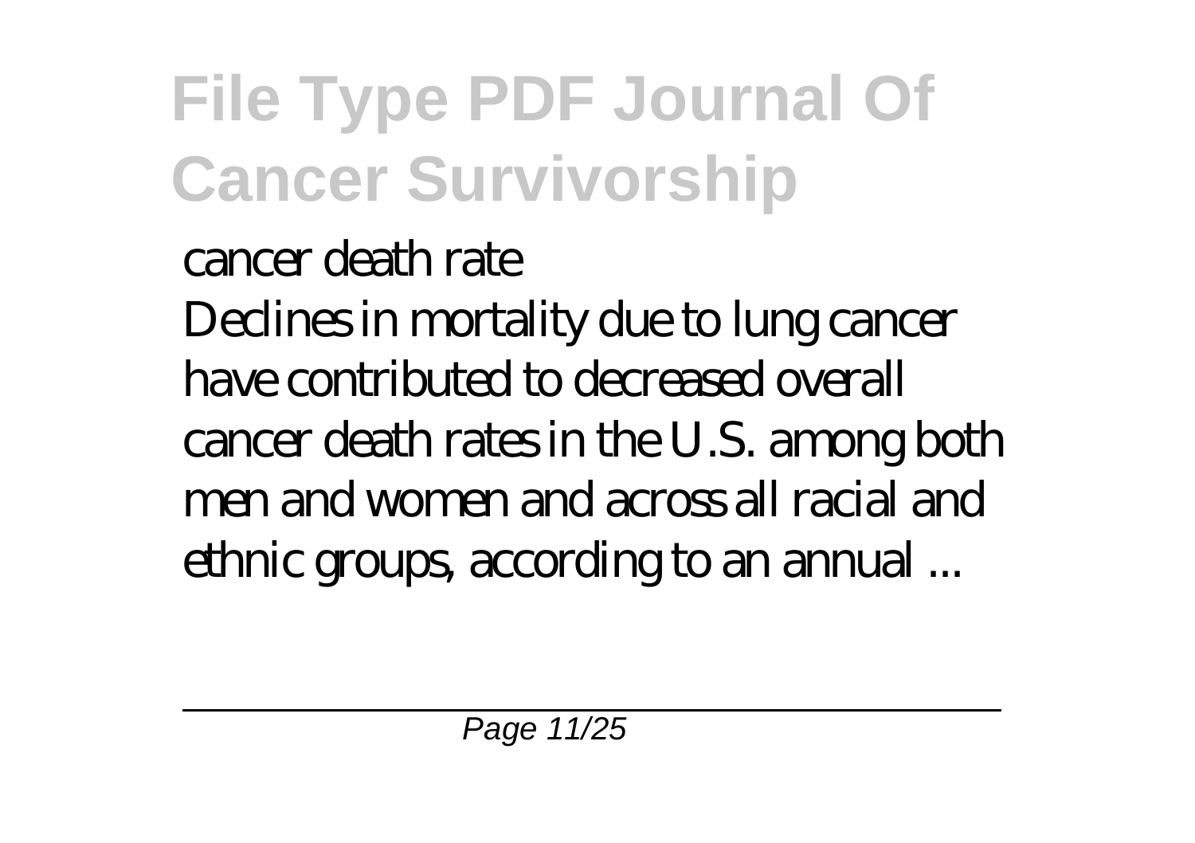cancer death rate

Declines in mortality due to lung cancer have contributed to decreased overall cancer death rates in the U.S. among both men and women and across all racial and ethnic groups, according to an annual ...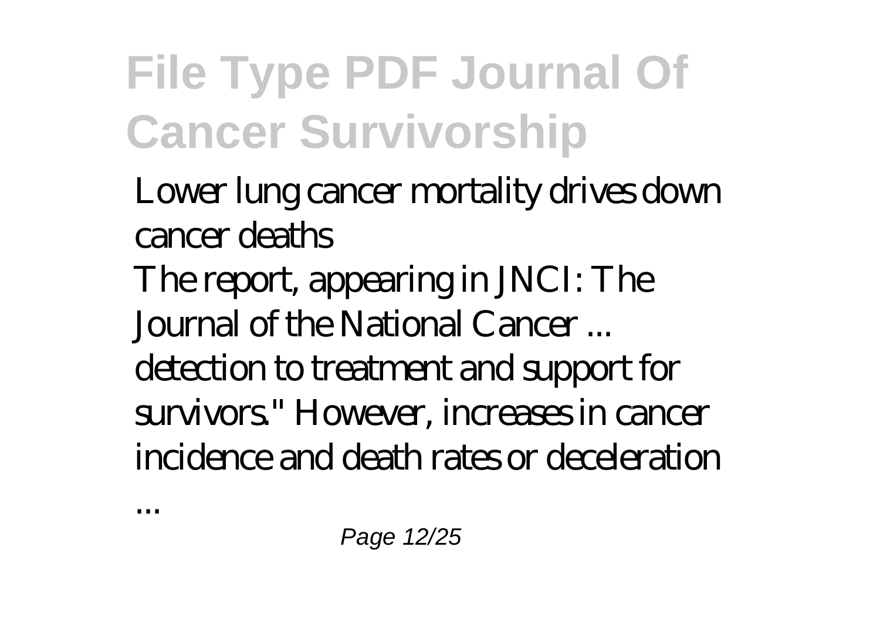*Lower lung cancer mortality drives down cancer deaths*

The report, appearing in JNCI: The Journal of the National Cancer ... detection to treatment and support for survivors." However, increases in cancer incidence and death rates or deceleration ...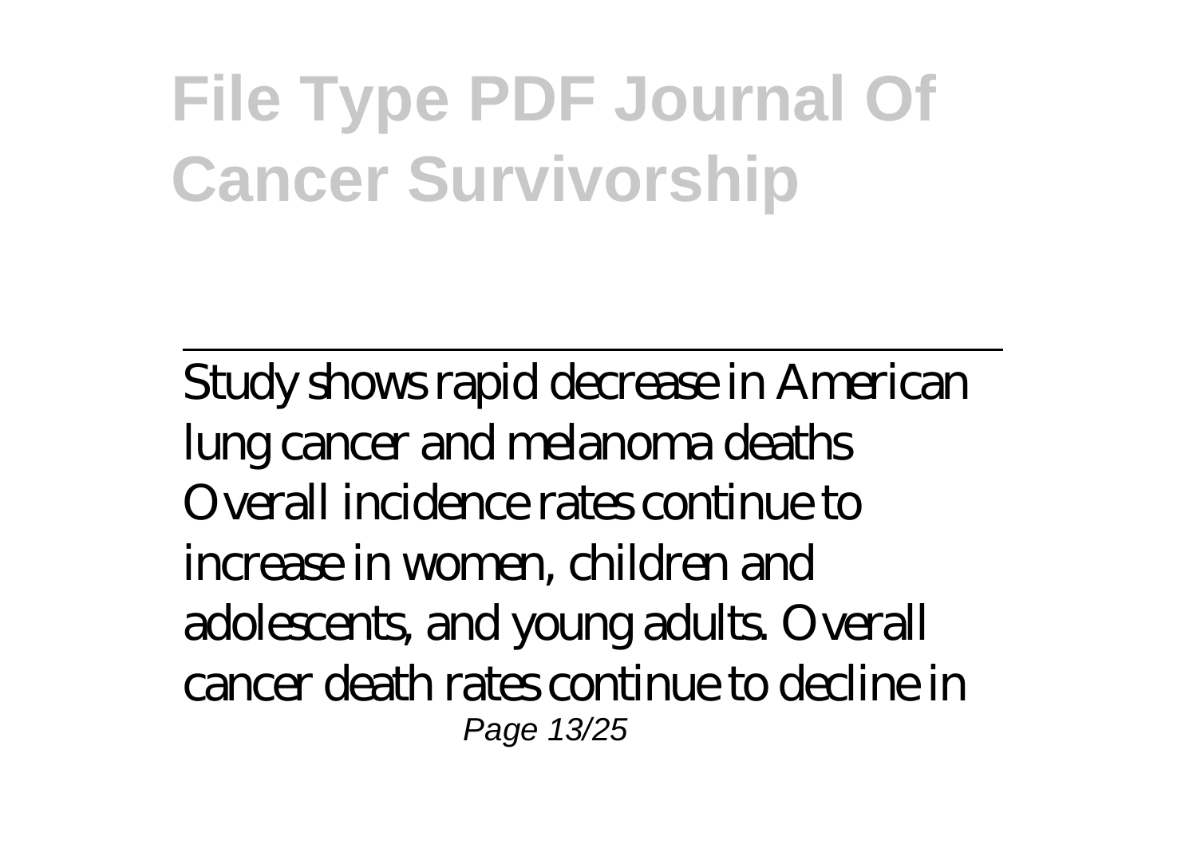# File Type PDF Journal Of Cancer Survivorship

---

Study shows rapid decrease in American lung cancer and melanoma deaths
Overall incidence rates continue to increase in women, children and adolescents, and young adults. Overall cancer death rates continue to decline in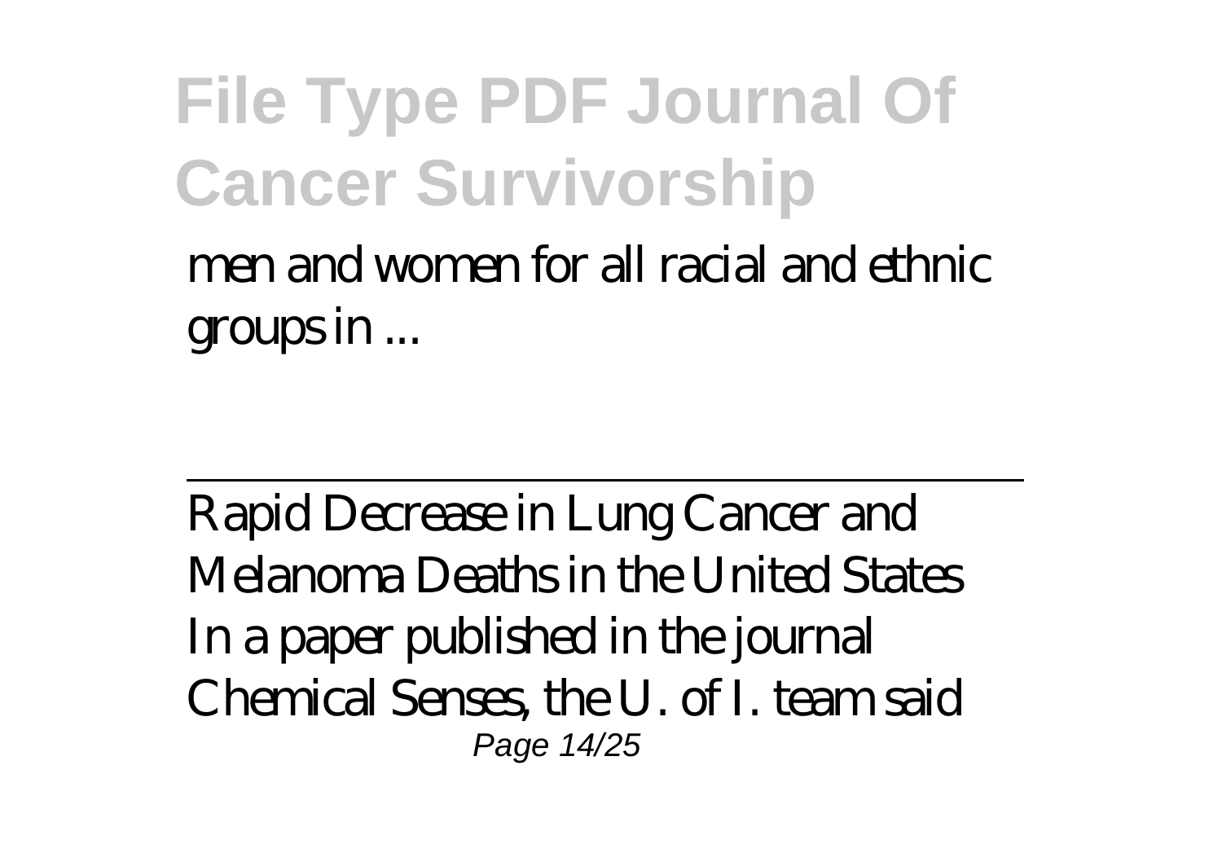men and women for all racial and ethnic groups in ...

---

Rapid Decrease in Lung Cancer and Melanoma Deaths in the United States
In a paper published in the journal Chemical Senses, the U. of I. team said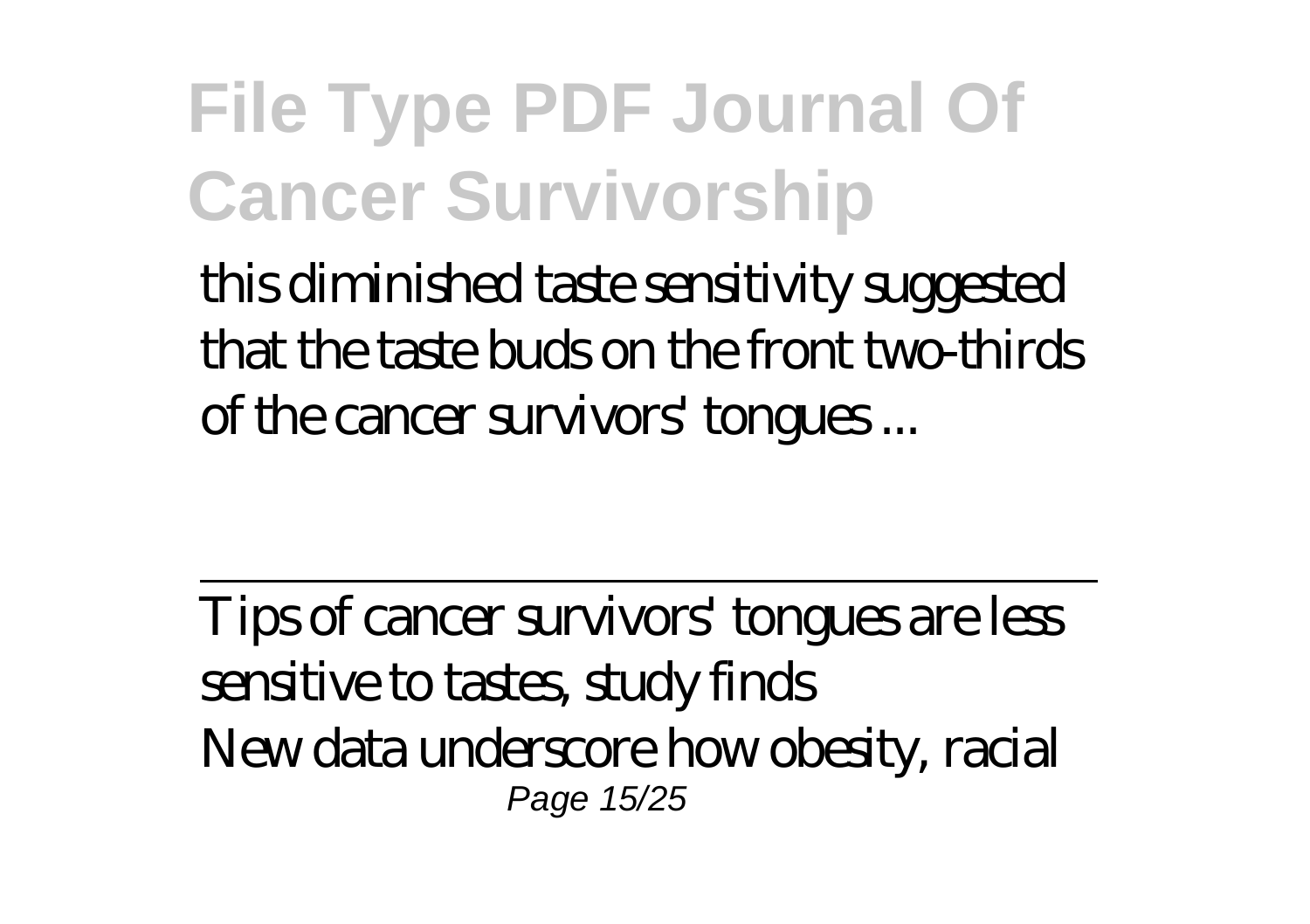this diminished taste sensitivity suggested that the taste buds on the front two-thirds of the cancer survivors' tongues ...

---

Tips of cancer survivors' tongues are less sensitive to tastes, study finds

New data underscore how obesity, racial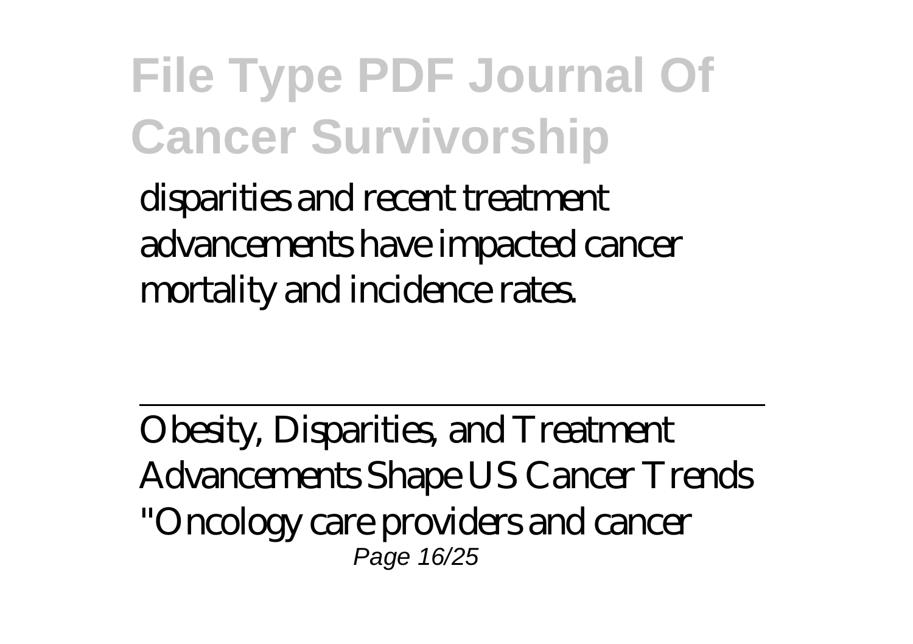disparities and recent treatment advancements have impacted cancer mortality and incidence rates.

---

Obesity, Disparities, and Treatment Advancements Shape US Cancer Trends

"Oncology care providers and cancer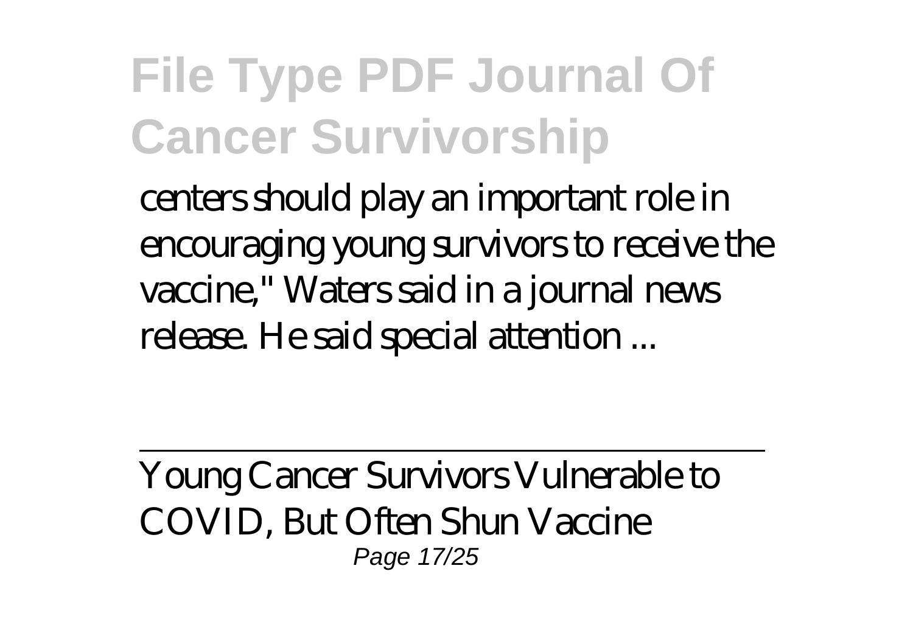centers should play an important role in encouraging young survivors to receive the vaccine," Waters said in a journal news release. He said special attention ...

---

Young Cancer Survivors Vulnerable to COVID, But Often Shun Vaccine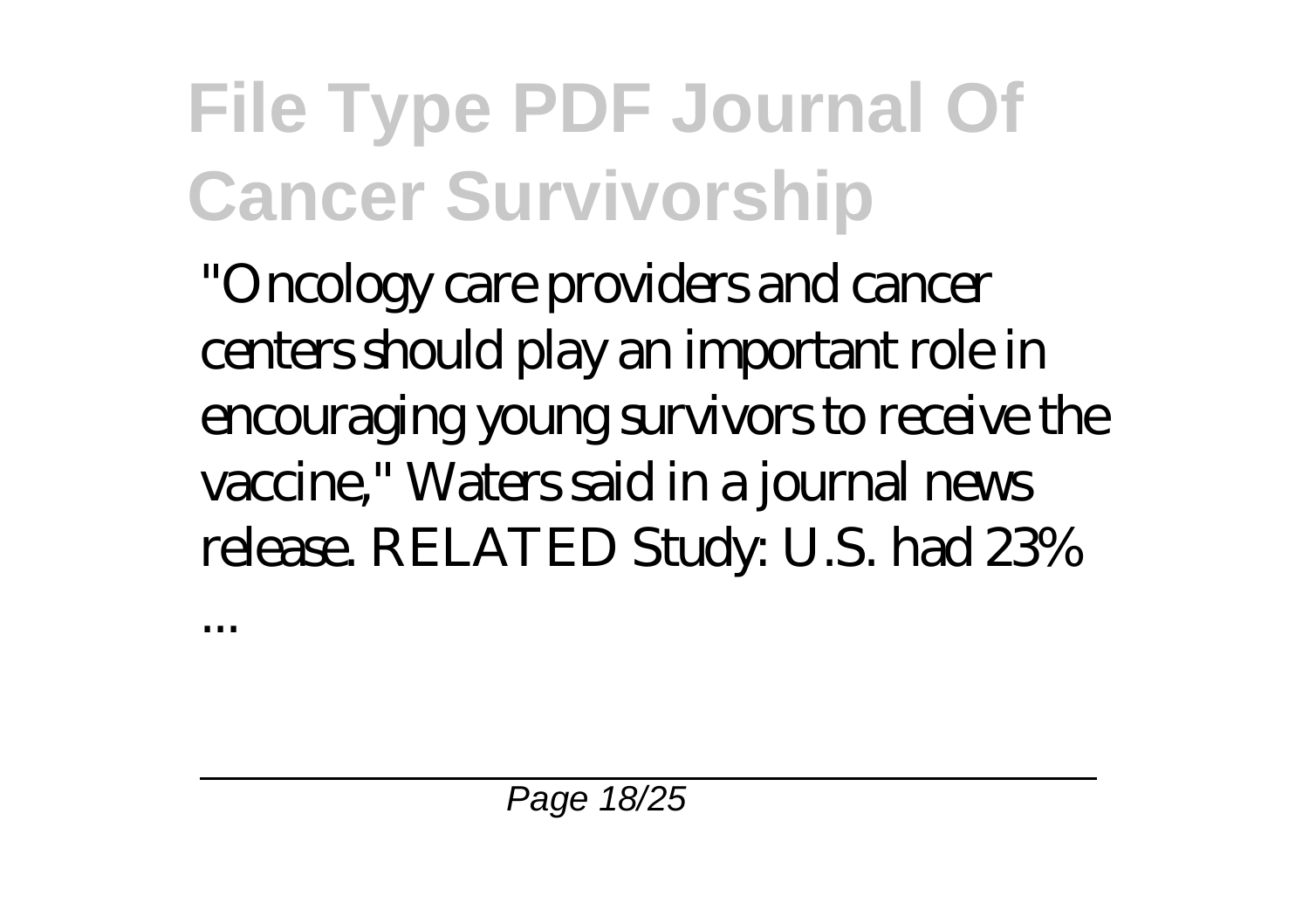"Oncology care providers and cancer centers should play an important role in encouraging young survivors to receive the vaccine," Waters said in a journal news release. RELATED Study: U.S. had 23%

...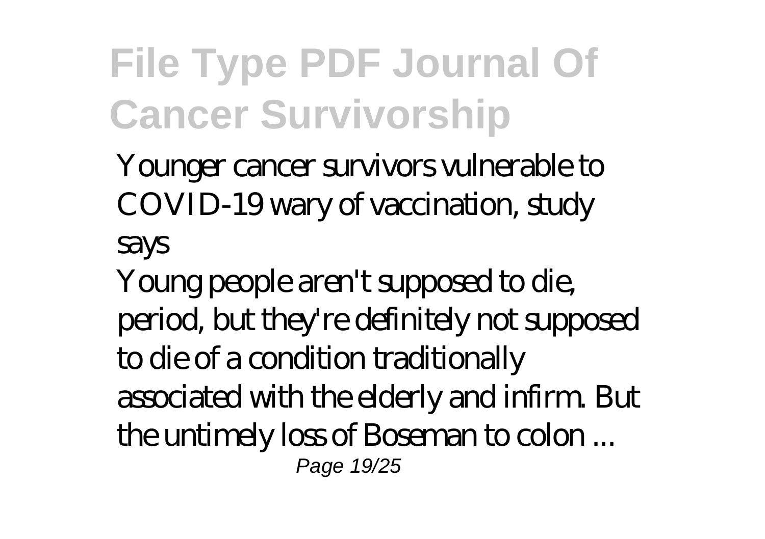Younger cancer survivors vulnerable to COVID-19 wary of vaccination, study says

Young people aren't supposed to die, period, but they're definitely not supposed to die of a condition traditionally associated with the elderly and infirm. But the untimely loss of Boseman to colon ...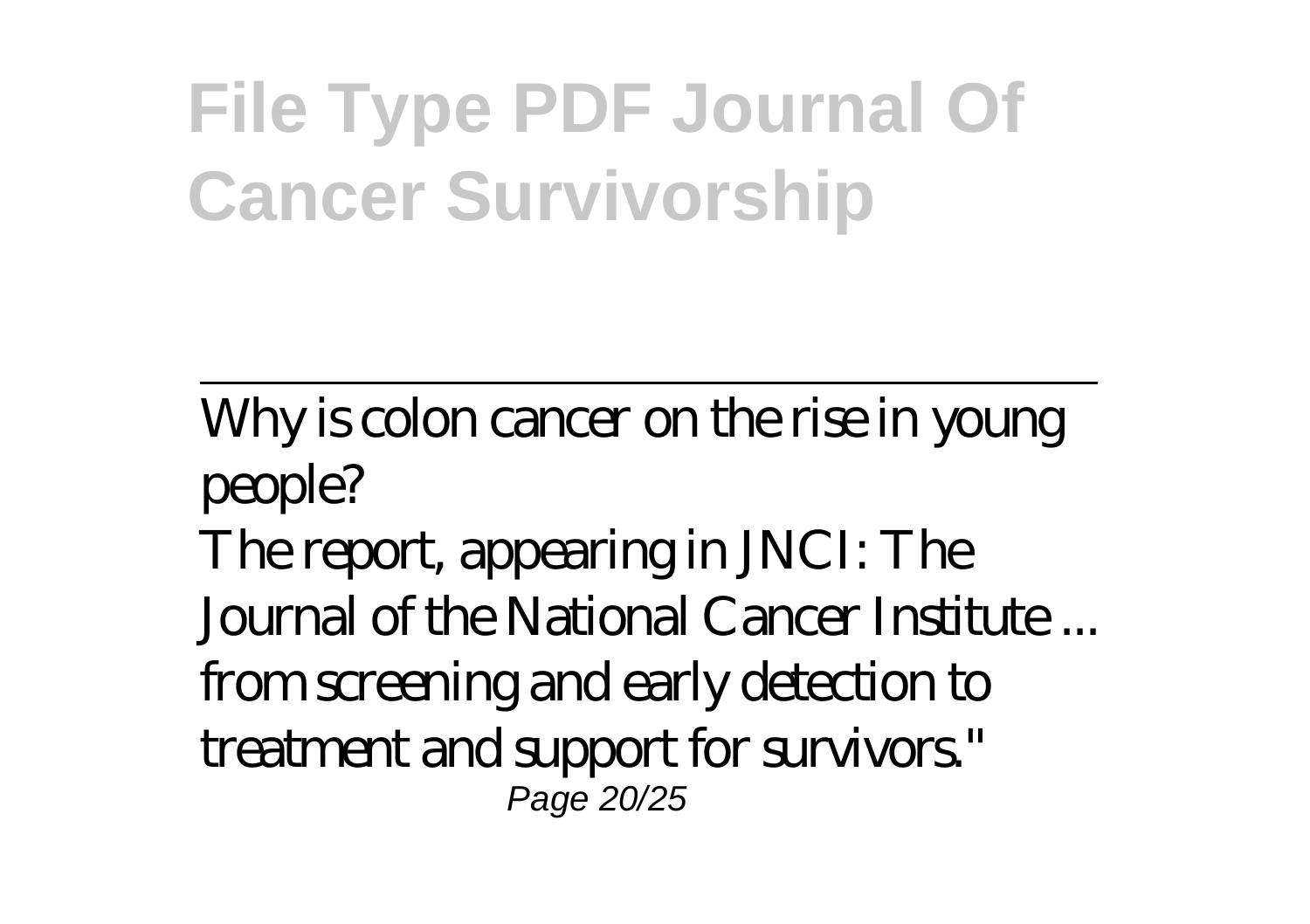Why is colon cancer on the rise in young people?

The report, appearing in JNCI: The Journal of the National Cancer Institute ... from screening and early detection to treatment and support for survivors."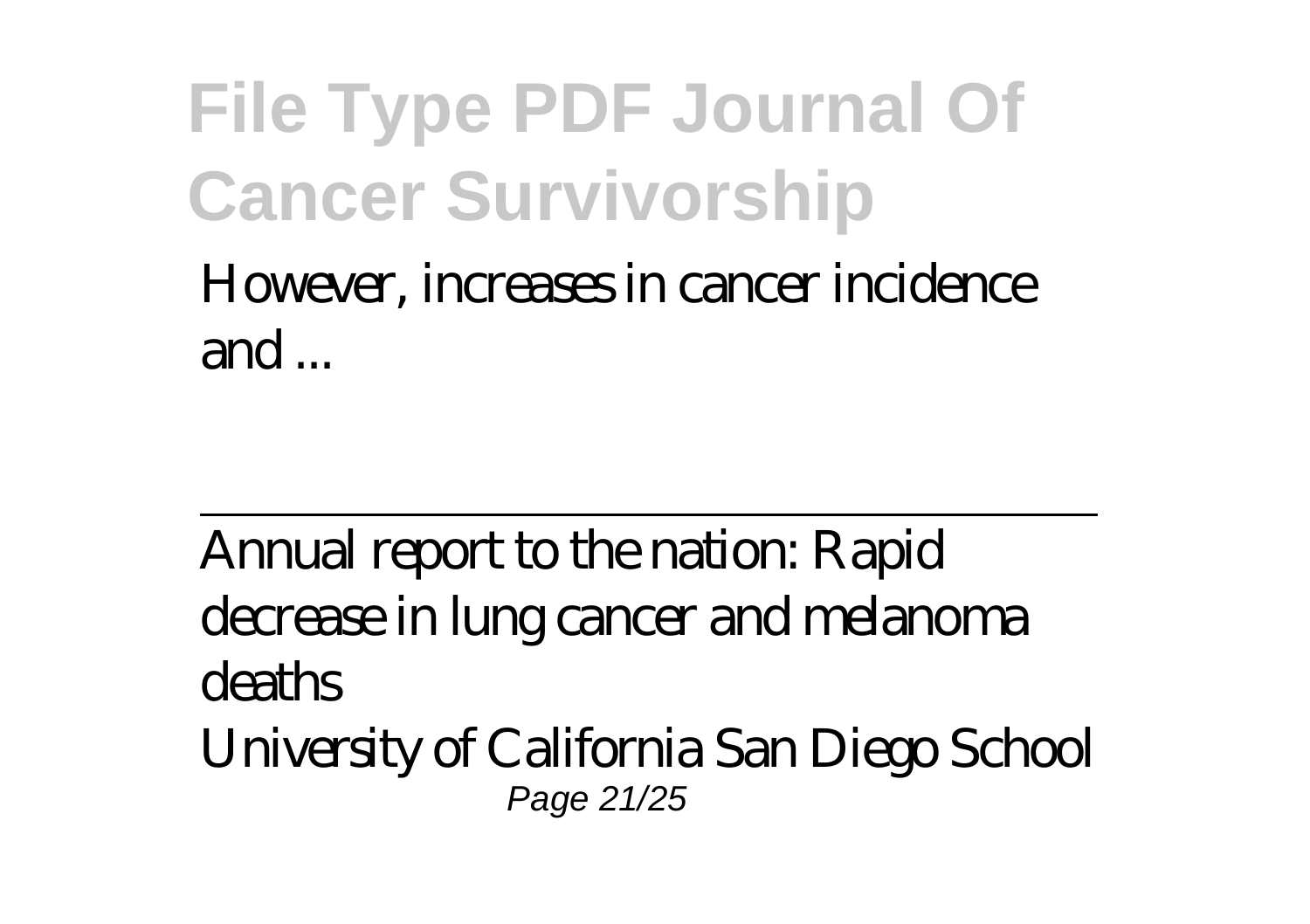However, increases in cancer incidence and ...

---

Annual report to the nation: Rapid decrease in lung cancer and melanoma deaths

University of California San Diego School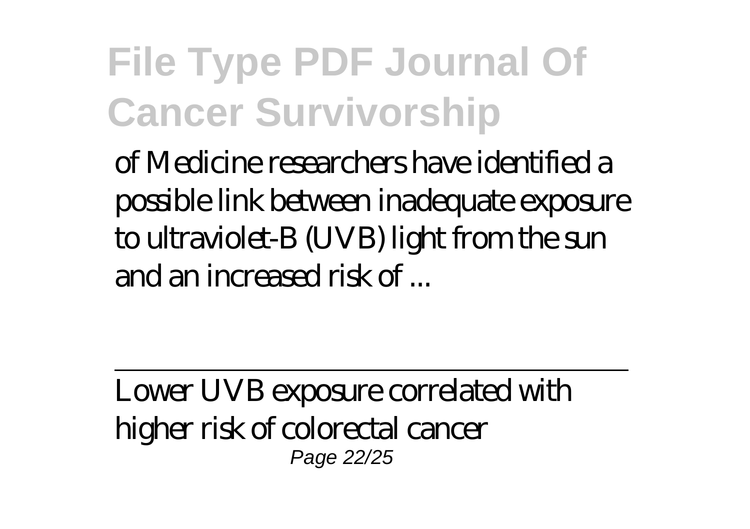of Medicine researchers have identified a possible link between inadequate exposure to ultraviolet-B (UVB) light from the sun and an increased risk of ...

---

Lower UVB exposure correlated with higher risk of colorectal cancer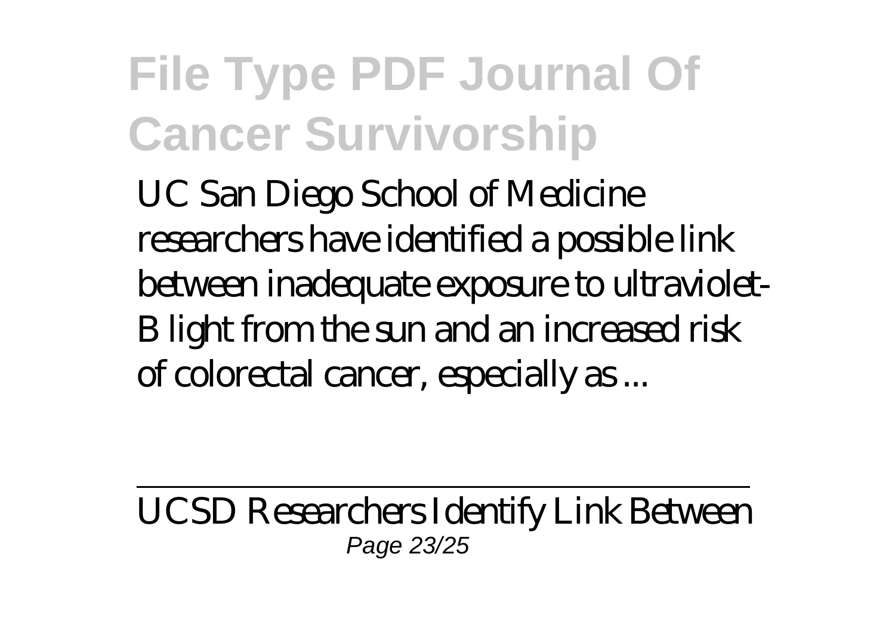UC San Diego School of Medicine researchers have identified a possible link between inadequate exposure to ultraviolet-B light from the sun and an increased risk of colorectal cancer, especially as ...

UCSD Researchers Identify Link Between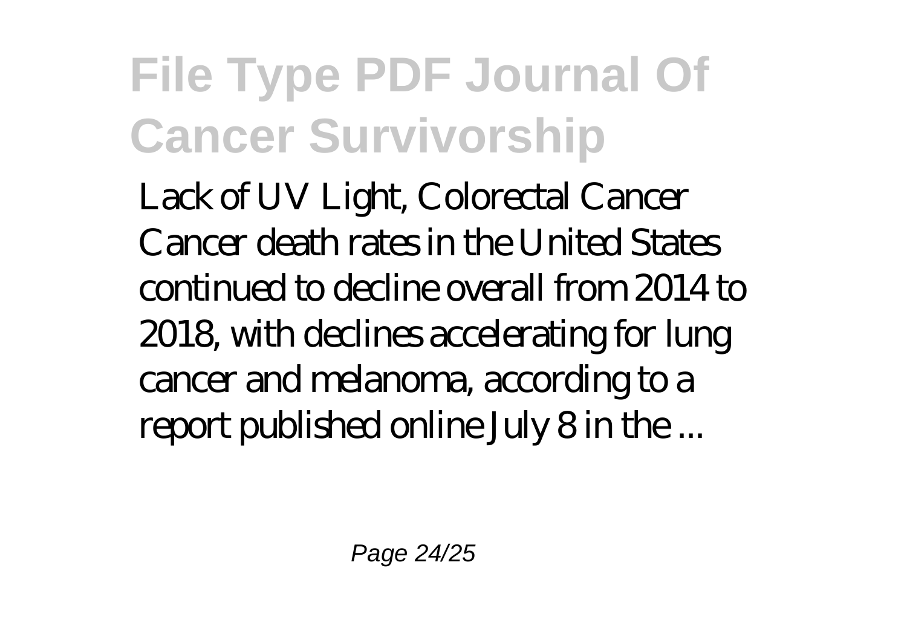Lack of UV Light, Colorectal Cancer
Cancer death rates in the United States continued to decline overall from 2014 to 2018, with declines accelerating for lung cancer and melanoma, according to a report published online July 8 in the ...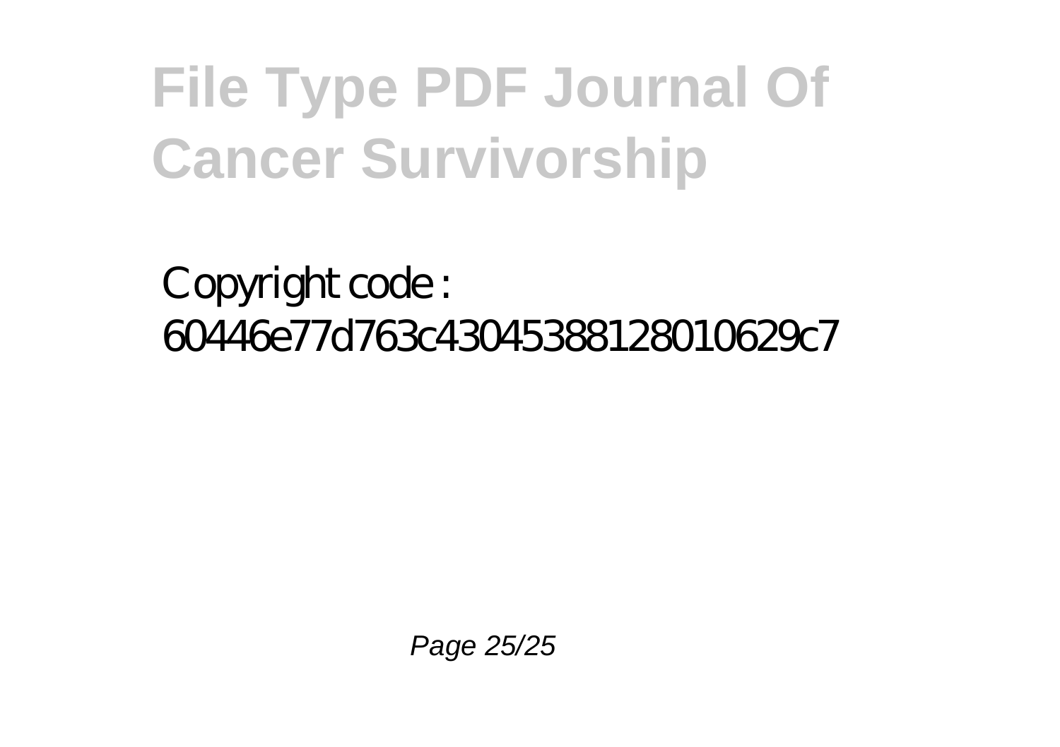Copyright code : 60446e77d763c43045388128010629c7